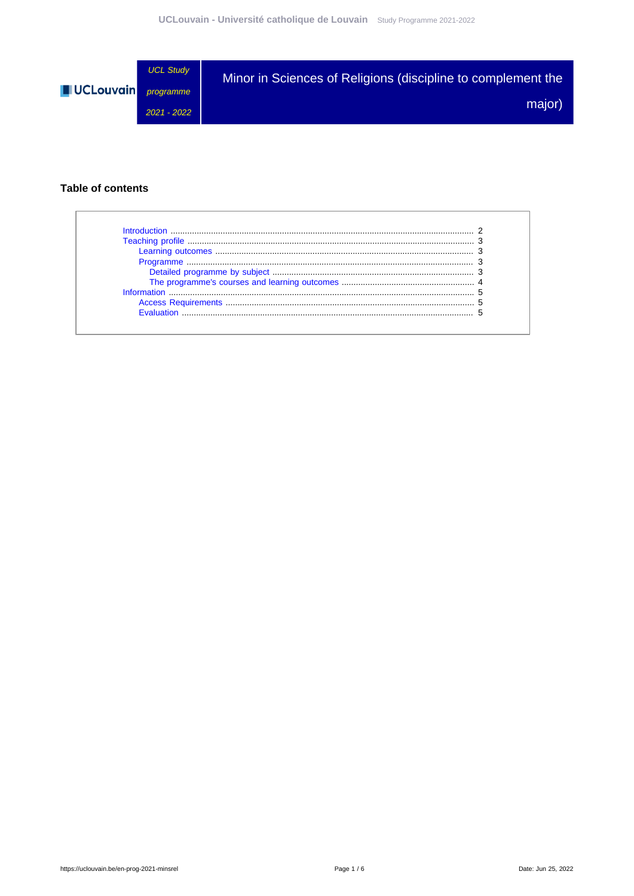UCL Study programme 2021 - 2022

# Minor in Sciences of Religions (discipline to complement the major)

## Table of contents

- Introduction ..... 2
- Teaching profile ..... 3
  - Learning outcomes ..... 3
  - Programme ..... 3
    - Detailed programme by subject ..... 3
    - The programme's courses and learning outcomes ..... 4
- Information ..... 5
  - Access Requirements ..... 5
  - Evaluation ..... 5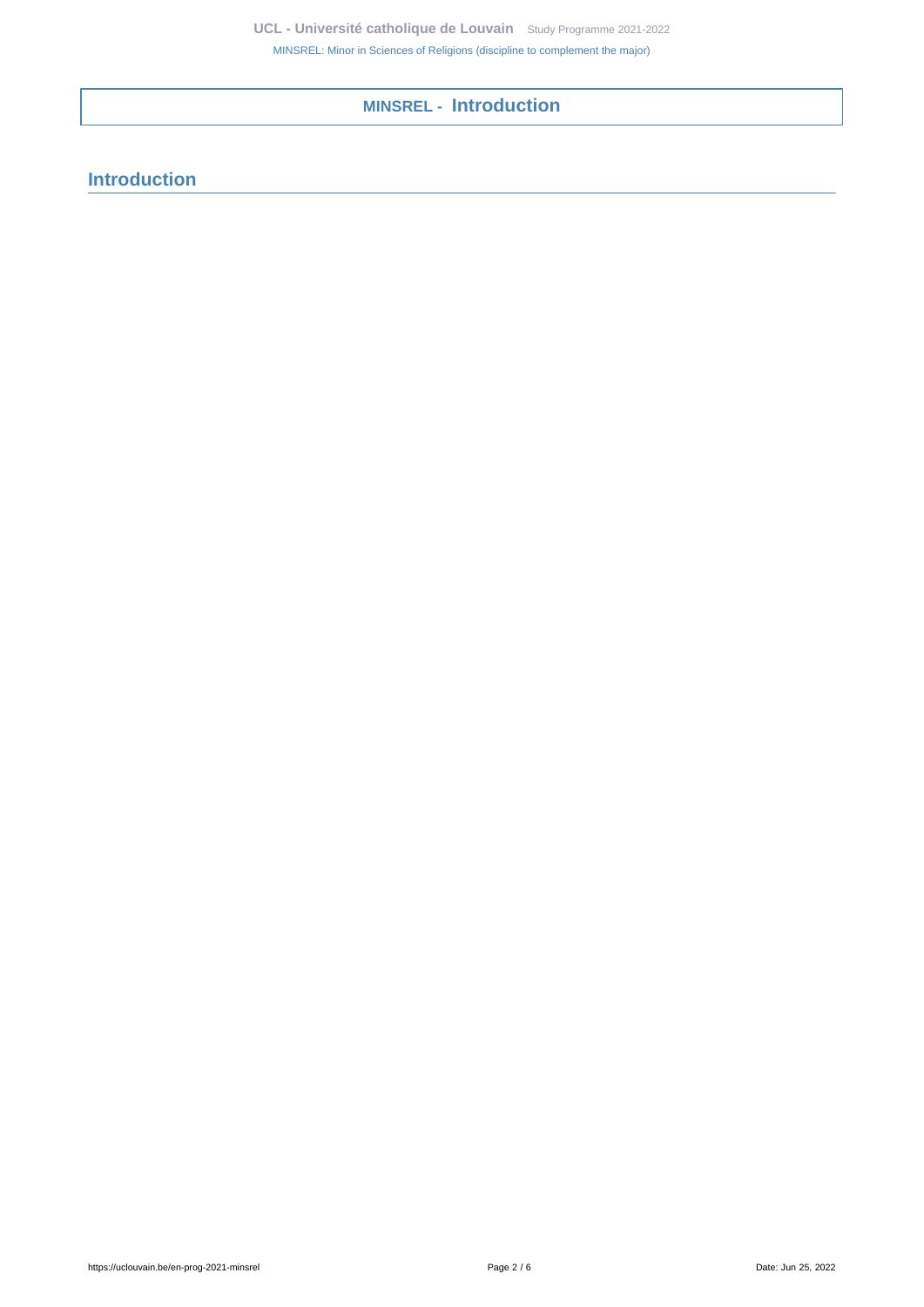# MINSREL - Introduction

## Introduction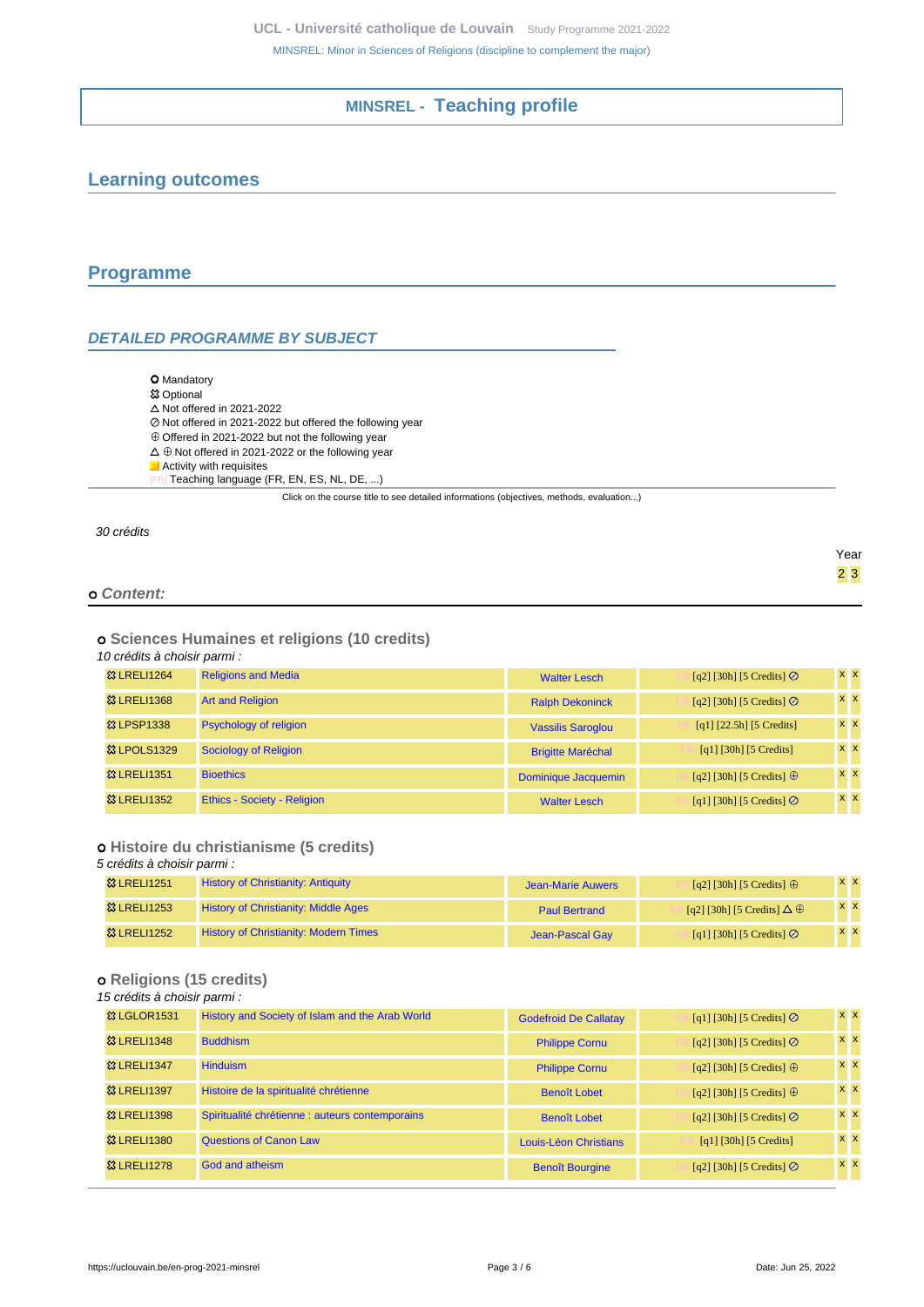## MINSREL - Teaching profile

## Learning outcomes

## Programme

### DETAILED PROGRAMME BY SUBJECT

- O Mandatory
- ☼ Optional
- △ Not offered in 2021-2022
- ⊘ Not offered in 2021-2022 but offered the following year
- ⊕ Offered in 2021-2022 but not the following year
- △ ⊕ Not offered in 2021-2022 or the following year
- Activity with requisites
- [FR] Teaching language (FR, EN, ES, NL, DE, ...)

Click on the course title to see detailed informations (objectives, methods, evaluation...)

*30 crédits*

**o Content:**

**o Sciences Humaines et religions (10 credits)**

*10 crédits à choisir parmi :*

| | | | | Year 2 | Year 3 |
|---|---|---|---|---|---|
| ☼ LRELI1264 | Religions and Media | Walter Lesch | [FR] [q2] [30h] [5 Credits] ⊘ | x | x |
| ☼ LRELI1368 | Art and Religion | Ralph Dekoninck | [FR] [q2] [30h] [5 Credits] ⊘ | x | x |
| ☼ LPSP1338 | Psychology of religion | Vassilis Saroglou | [FR] [q1] [22.5h] [5 Credits] | x | x |
| ☼ LPOLS1329 | Sociology of Religion | Brigitte Maréchal | [FR] [q1] [30h] [5 Credits] | x | x |
| ☼ LRELI1351 | Bioethics | Dominique Jacquemin | [FR] [q2] [30h] [5 Credits] ⊕ | x | x |
| ☼ LRELI1352 | Ethics - Society - Religion | Walter Lesch | [FR] [q1] [30h] [5 Credits] ⊘ | x | x |

**o Histoire du christianisme (5 credits)**

*5 crédits à choisir parmi :*

| | | | | Year 2 | Year 3 |
|---|---|---|---|---|---|
| ☼ LRELI1251 | History of Christianity: Antiquity | Jean-Marie Auwers | [FR] [q2] [30h] [5 Credits] ⊕ | x | x |
| ☼ LRELI1253 | History of Christianity: Middle Ages | Paul Bertrand | [FR] [q2] [30h] [5 Credits] △ ⊕ | x | x |
| ☼ LRELI1252 | History of Christianity: Modern Times | Jean-Pascal Gay | [FR] [q1] [30h] [5 Credits] ⊘ | x | x |

**o Religions (15 credits)**

*15 crédits à choisir parmi :*

| | | | | Year 2 | Year 3 |
|---|---|---|---|---|---|
| ☼ LGLOR1531 | History and Society of Islam and the Arab World | Godefroid De Callatay | [FR] [q1] [30h] [5 Credits] ⊘ | x | x |
| ☼ LRELI1348 | Buddhism | Philippe Cornu | [FR] [q2] [30h] [5 Credits] ⊘ | x | x |
| ☼ LRELI1347 | Hinduism | Philippe Cornu | [FR] [q2] [30h] [5 Credits] ⊕ | x | x |
| ☼ LRELI1397 | Histoire de la spiritualité chrétienne | Benoît Lobet | [FR] [q2] [30h] [5 Credits] ⊕ | x | x |
| ☼ LRELI1398 | Spiritualité chrétienne : auteurs contemporains | Benoît Lobet | [FR] [q2] [30h] [5 Credits] ⊘ | x | x |
| ☼ LRELI1380 | Questions of Canon Law | Louis-Léon Christians | [FR] [q1] [30h] [5 Credits] | x | x |
| ☼ LRELI1278 | God and atheism | Benoît Bourgine | [FR] [q2] [30h] [5 Credits] ⊘ | x | x |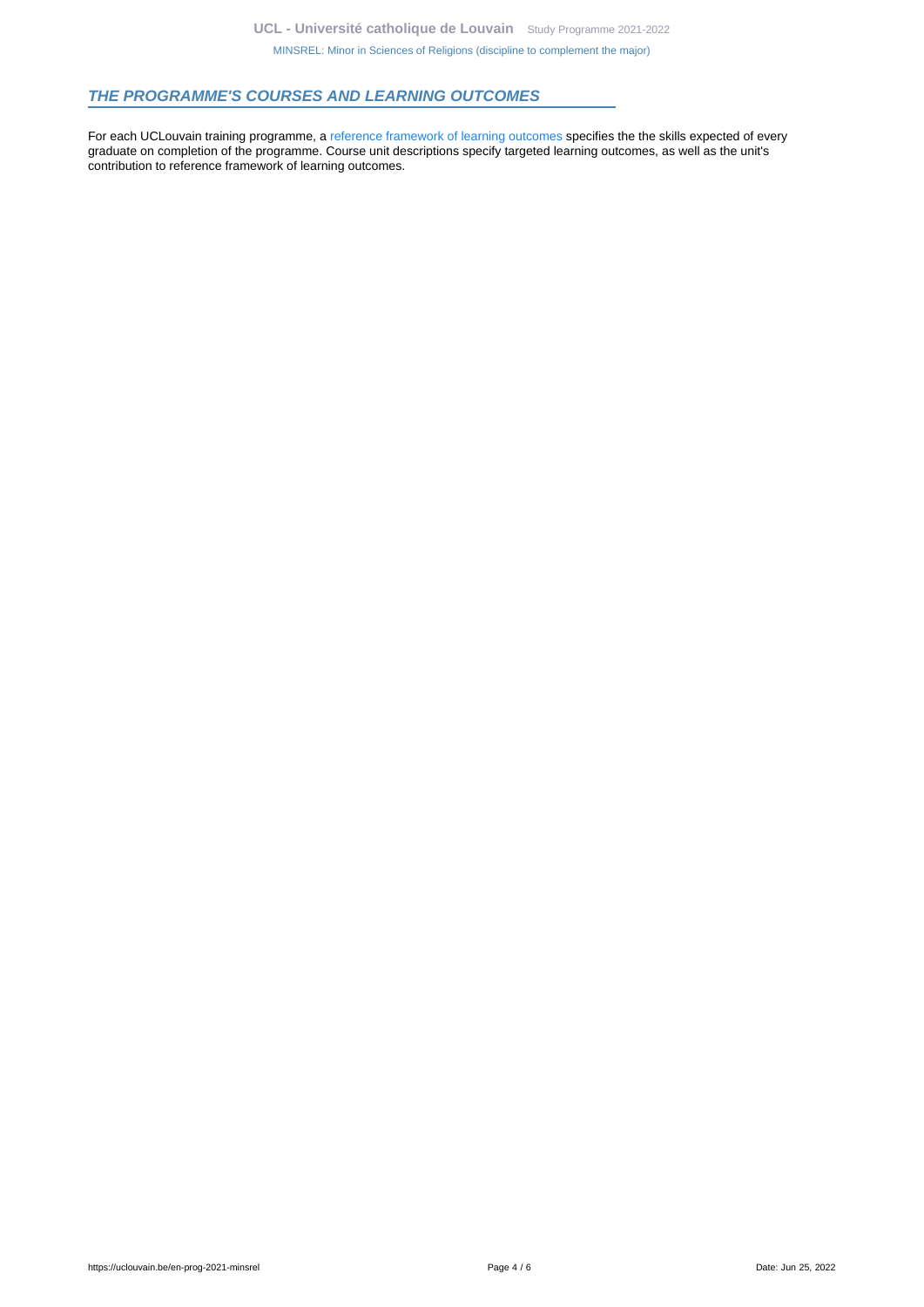## THE PROGRAMME'S COURSES AND LEARNING OUTCOMES

For each UCLouvain training programme, a reference framework of learning outcomes specifies the the skills expected of every graduate on completion of the programme. Course unit descriptions specify targeted learning outcomes, as well as the unit's contribution to reference framework of learning outcomes.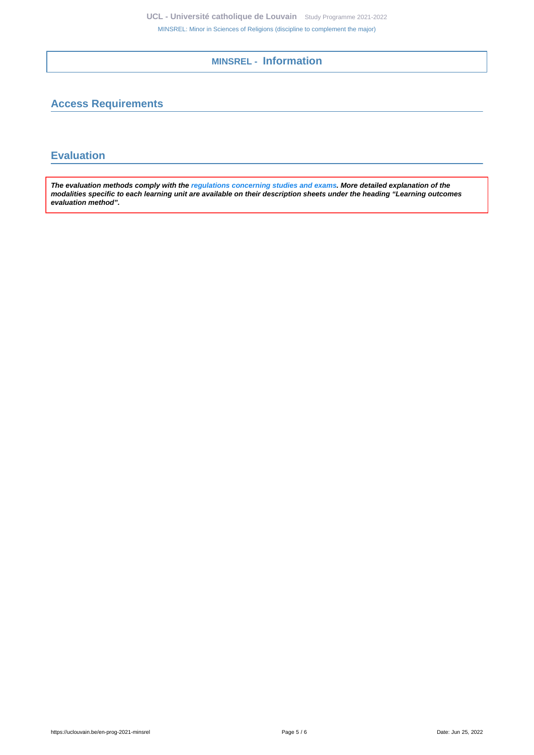# MINSREL - Information

## Access Requirements

## Evaluation

***The evaluation methods comply with the regulations concerning studies and exams. More detailed explanation of the modalities specific to each learning unit are available on their description sheets under the heading "Learning outcomes evaluation method".***